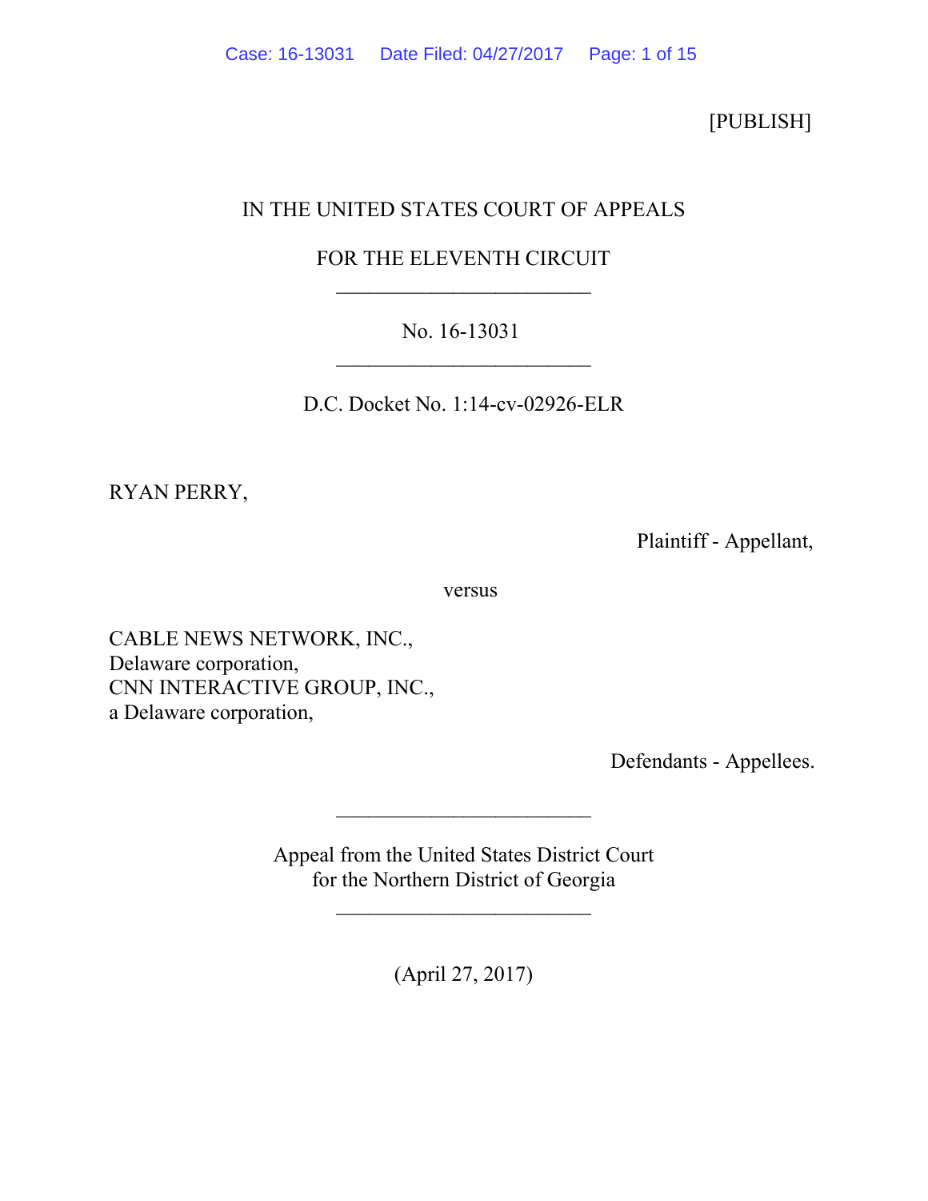[PUBLISH]

IN THE UNITED STATES COURT OF APPEALS

FOR THE ELEVENTH CIRCUIT

________________________

No. 16-13031

________________________

D.C. Docket No. 1:14-cv-02926-ELR

RYAN PERRY,

Plaintiff - Appellant,

versus

CABLE NEWS NETWORK, INC.,
Delaware corporation,
CNN INTERACTIVE GROUP, INC.,
a Delaware corporation,

Defendants - Appellees.

________________________

Appeal from the United States District Court
for the Northern District of Georgia

________________________

(April 27, 2017)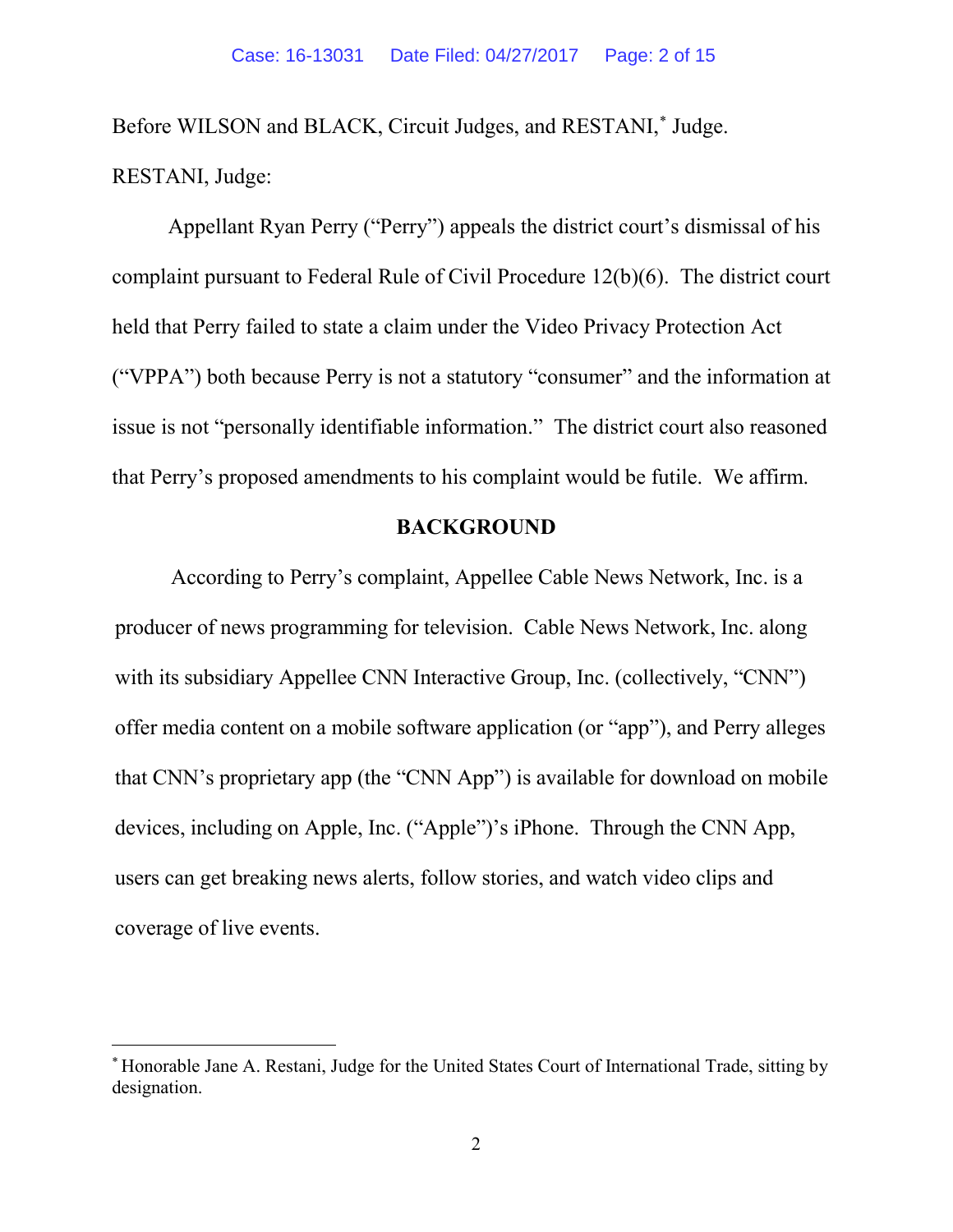Before WILSON and BLACK, Circuit Judges, and RESTANI,* Judge.

RESTANI, Judge:

Appellant Ryan Perry ("Perry") appeals the district court's dismissal of his complaint pursuant to Federal Rule of Civil Procedure 12(b)(6). The district court held that Perry failed to state a claim under the Video Privacy Protection Act ("VPPA") both because Perry is not a statutory "consumer" and the information at issue is not "personally identifiable information." The district court also reasoned that Perry's proposed amendments to his complaint would be futile. We affirm.

**BACKGROUND**

According to Perry's complaint, Appellee Cable News Network, Inc. is a producer of news programming for television. Cable News Network, Inc. along with its subsidiary Appellee CNN Interactive Group, Inc. (collectively, "CNN") offer media content on a mobile software application (or "app"), and Perry alleges that CNN's proprietary app (the "CNN App") is available for download on mobile devices, including on Apple, Inc. ("Apple")'s iPhone. Through the CNN App, users can get breaking news alerts, follow stories, and watch video clips and coverage of live events.

---

* Honorable Jane A. Restani, Judge for the United States Court of International Trade, sitting by designation.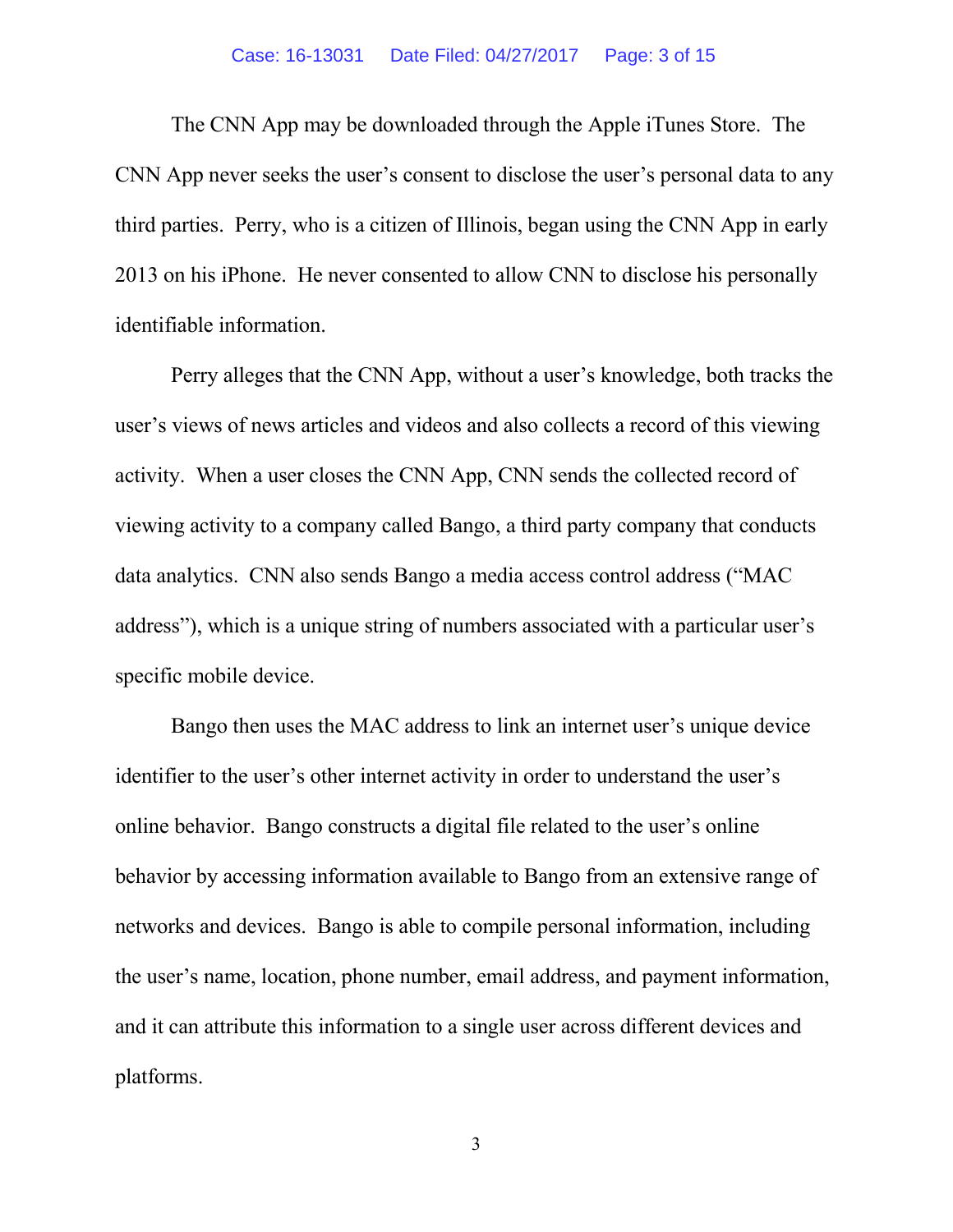The CNN App may be downloaded through the Apple iTunes Store. The CNN App never seeks the user's consent to disclose the user's personal data to any third parties. Perry, who is a citizen of Illinois, began using the CNN App in early 2013 on his iPhone. He never consented to allow CNN to disclose his personally identifiable information.

Perry alleges that the CNN App, without a user's knowledge, both tracks the user's views of news articles and videos and also collects a record of this viewing activity. When a user closes the CNN App, CNN sends the collected record of viewing activity to a company called Bango, a third party company that conducts data analytics. CNN also sends Bango a media access control address ("MAC address"), which is a unique string of numbers associated with a particular user's specific mobile device.

Bango then uses the MAC address to link an internet user's unique device identifier to the user's other internet activity in order to understand the user's online behavior. Bango constructs a digital file related to the user's online behavior by accessing information available to Bango from an extensive range of networks and devices. Bango is able to compile personal information, including the user's name, location, phone number, email address, and payment information, and it can attribute this information to a single user across different devices and platforms.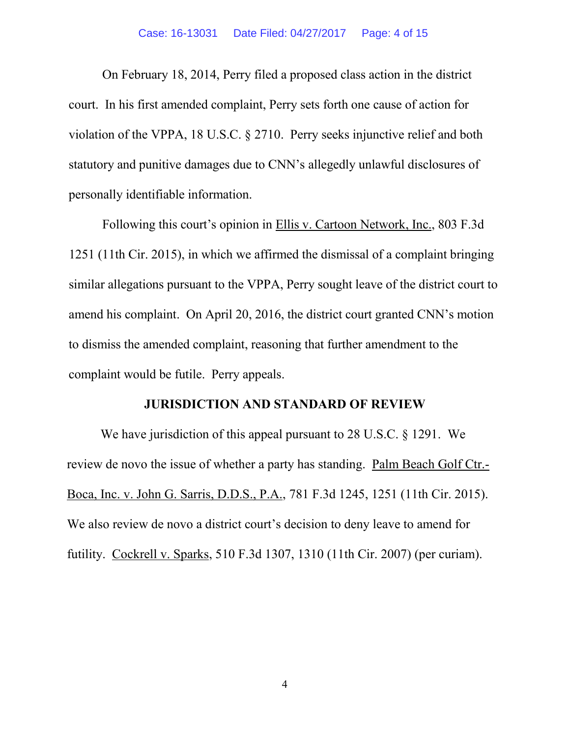On February 18, 2014, Perry filed a proposed class action in the district court. In his first amended complaint, Perry sets forth one cause of action for violation of the VPPA, 18 U.S.C. § 2710. Perry seeks injunctive relief and both statutory and punitive damages due to CNN's allegedly unlawful disclosures of personally identifiable information.

Following this court's opinion in Ellis v. Cartoon Network, Inc., 803 F.3d 1251 (11th Cir. 2015), in which we affirmed the dismissal of a complaint bringing similar allegations pursuant to the VPPA, Perry sought leave of the district court to amend his complaint. On April 20, 2016, the district court granted CNN's motion to dismiss the amended complaint, reasoning that further amendment to the complaint would be futile. Perry appeals.

## JURISDICTION AND STANDARD OF REVIEW

We have jurisdiction of this appeal pursuant to 28 U.S.C. § 1291. We review de novo the issue of whether a party has standing. Palm Beach Golf Ctr.-Boca, Inc. v. John G. Sarris, D.D.S., P.A., 781 F.3d 1245, 1251 (11th Cir. 2015). We also review de novo a district court's decision to deny leave to amend for futility. Cockrell v. Sparks, 510 F.3d 1307, 1310 (11th Cir. 2007) (per curiam).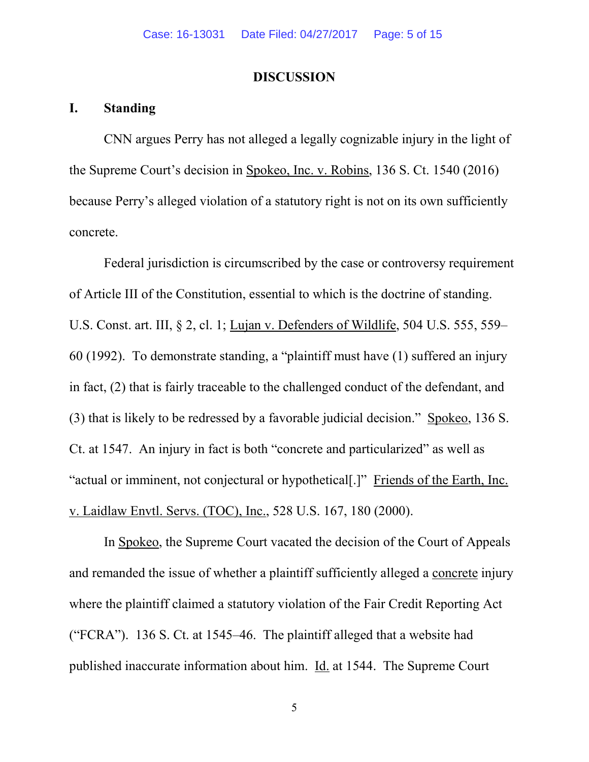## DISCUSSION

### I. Standing

CNN argues Perry has not alleged a legally cognizable injury in the light of the Supreme Court's decision in Spokeo, Inc. v. Robins, 136 S. Ct. 1540 (2016) because Perry's alleged violation of a statutory right is not on its own sufficiently concrete.

Federal jurisdiction is circumscribed by the case or controversy requirement of Article III of the Constitution, essential to which is the doctrine of standing. U.S. Const. art. III, § 2, cl. 1; Lujan v. Defenders of Wildlife, 504 U.S. 555, 559–60 (1992). To demonstrate standing, a "plaintiff must have (1) suffered an injury in fact, (2) that is fairly traceable to the challenged conduct of the defendant, and (3) that is likely to be redressed by a favorable judicial decision." Spokeo, 136 S. Ct. at 1547. An injury in fact is both "concrete and particularized" as well as "actual or imminent, not conjectural or hypothetical[.]" Friends of the Earth, Inc. v. Laidlaw Envtl. Servs. (TOC), Inc., 528 U.S. 167, 180 (2000).

In Spokeo, the Supreme Court vacated the decision of the Court of Appeals and remanded the issue of whether a plaintiff sufficiently alleged a concrete injury where the plaintiff claimed a statutory violation of the Fair Credit Reporting Act ("FCRA"). 136 S. Ct. at 1545–46. The plaintiff alleged that a website had published inaccurate information about him. Id. at 1544. The Supreme Court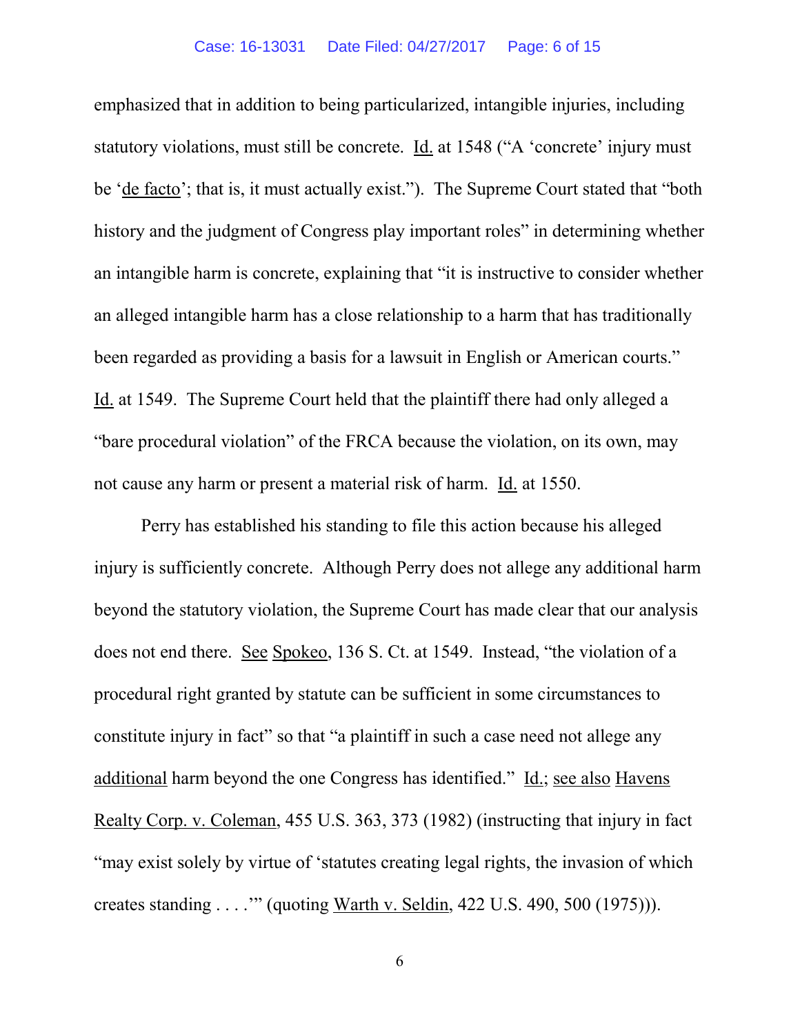emphasized that in addition to being particularized, intangible injuries, including statutory violations, must still be concrete. Id. at 1548 ("A 'concrete' injury must be 'de facto'; that is, it must actually exist."). The Supreme Court stated that "both history and the judgment of Congress play important roles" in determining whether an intangible harm is concrete, explaining that "it is instructive to consider whether an alleged intangible harm has a close relationship to a harm that has traditionally been regarded as providing a basis for a lawsuit in English or American courts." Id. at 1549. The Supreme Court held that the plaintiff there had only alleged a "bare procedural violation" of the FRCA because the violation, on its own, may not cause any harm or present a material risk of harm. Id. at 1550.

Perry has established his standing to file this action because his alleged injury is sufficiently concrete. Although Perry does not allege any additional harm beyond the statutory violation, the Supreme Court has made clear that our analysis does not end there. See Spokeo, 136 S. Ct. at 1549. Instead, "the violation of a procedural right granted by statute can be sufficient in some circumstances to constitute injury in fact" so that "a plaintiff in such a case need not allege any additional harm beyond the one Congress has identified." Id.; see also Havens Realty Corp. v. Coleman, 455 U.S. 363, 373 (1982) (instructing that injury in fact "may exist solely by virtue of 'statutes creating legal rights, the invasion of which creates standing . . . .'" (quoting Warth v. Seldin, 422 U.S. 490, 500 (1975))).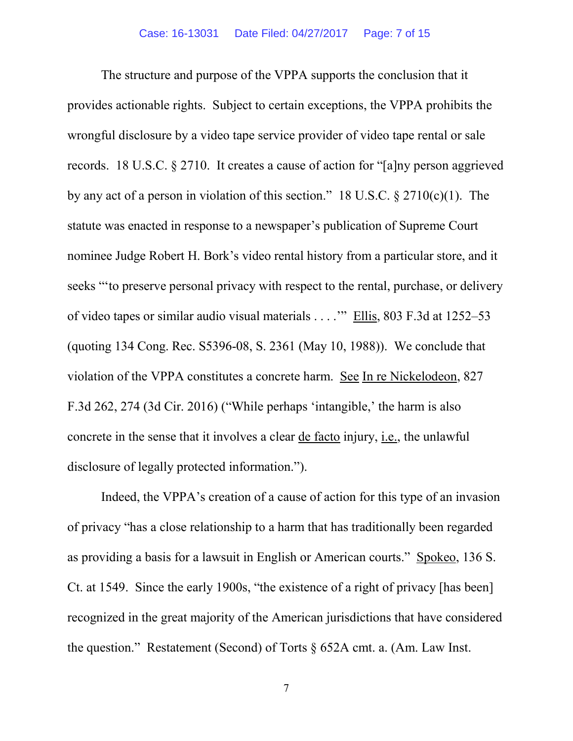The structure and purpose of the VPPA supports the conclusion that it provides actionable rights. Subject to certain exceptions, the VPPA prohibits the wrongful disclosure by a video tape service provider of video tape rental or sale records. 18 U.S.C. § 2710. It creates a cause of action for "[a]ny person aggrieved by any act of a person in violation of this section." 18 U.S.C. § 2710(c)(1). The statute was enacted in response to a newspaper's publication of Supreme Court nominee Judge Robert H. Bork's video rental history from a particular store, and it seeks "'to preserve personal privacy with respect to the rental, purchase, or delivery of video tapes or similar audio visual materials . . . .'" Ellis, 803 F.3d at 1252–53 (quoting 134 Cong. Rec. S5396-08, S. 2361 (May 10, 1988)). We conclude that violation of the VPPA constitutes a concrete harm. See In re Nickelodeon, 827 F.3d 262, 274 (3d Cir. 2016) ("While perhaps 'intangible,' the harm is also concrete in the sense that it involves a clear de facto injury, i.e., the unlawful disclosure of legally protected information.").

Indeed, the VPPA's creation of a cause of action for this type of an invasion of privacy "has a close relationship to a harm that has traditionally been regarded as providing a basis for a lawsuit in English or American courts." Spokeo, 136 S. Ct. at 1549. Since the early 1900s, "the existence of a right of privacy [has been] recognized in the great majority of the American jurisdictions that have considered the question." Restatement (Second) of Torts § 652A cmt. a. (Am. Law Inst.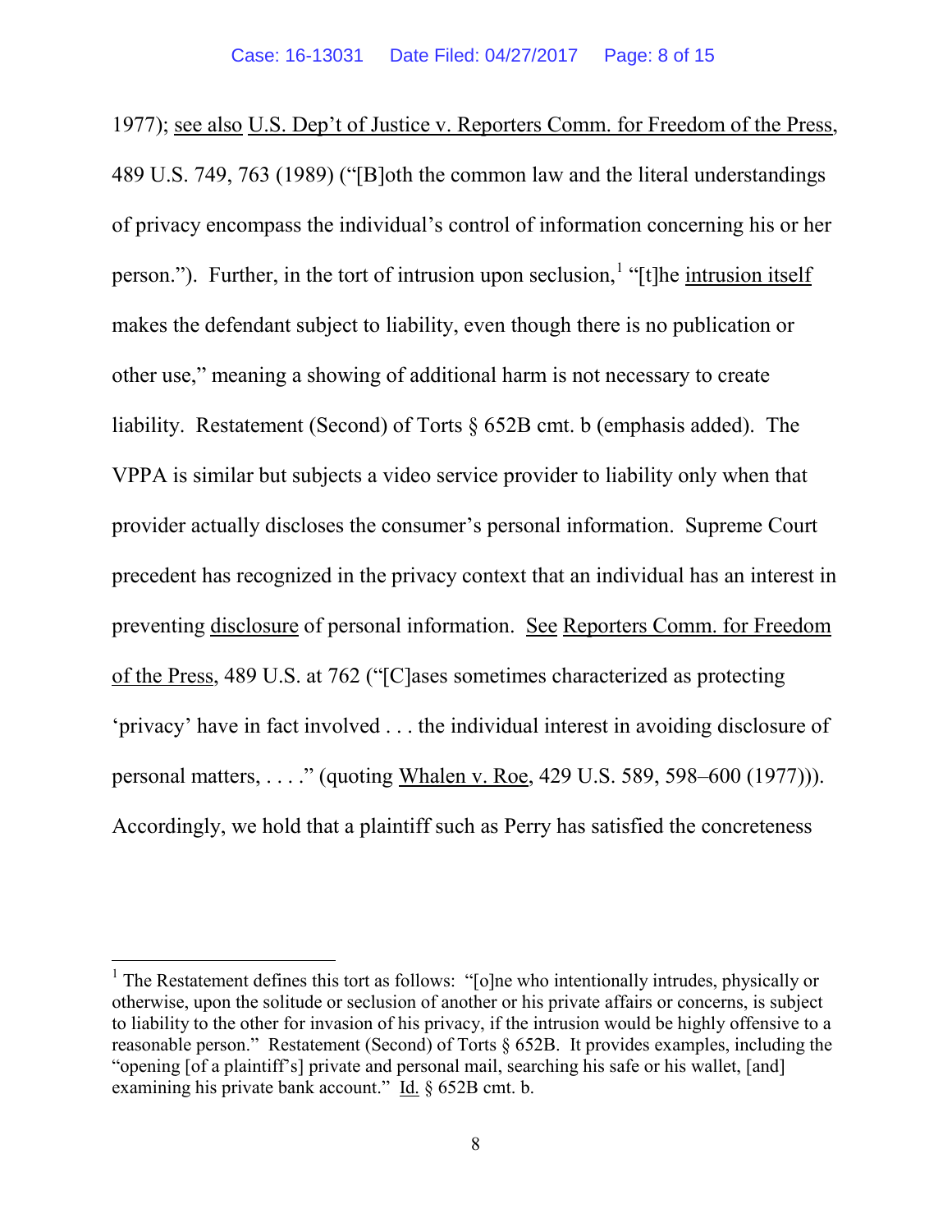1977); see also U.S. Dep't of Justice v. Reporters Comm. for Freedom of the Press, 489 U.S. 749, 763 (1989) ("[B]oth the common law and the literal understandings of privacy encompass the individual's control of information concerning his or her person."). Further, in the tort of intrusion upon seclusion,[1] "[t]he intrusion itself makes the defendant subject to liability, even though there is no publication or other use," meaning a showing of additional harm is not necessary to create liability. Restatement (Second) of Torts § 652B cmt. b (emphasis added). The VPPA is similar but subjects a video service provider to liability only when that provider actually discloses the consumer's personal information. Supreme Court precedent has recognized in the privacy context that an individual has an interest in preventing disclosure of personal information. See Reporters Comm. for Freedom of the Press, 489 U.S. at 762 ("[C]ases sometimes characterized as protecting 'privacy' have in fact involved . . . the individual interest in avoiding disclosure of personal matters, . . . ." (quoting Whalen v. Roe, 429 U.S. 589, 598–600 (1977))). Accordingly, we hold that a plaintiff such as Perry has satisfied the concreteness

---

[1] The Restatement defines this tort as follows: "[o]ne who intentionally intrudes, physically or otherwise, upon the solitude or seclusion of another or his private affairs or concerns, is subject to liability to the other for invasion of his privacy, if the intrusion would be highly offensive to a reasonable person." Restatement (Second) of Torts § 652B. It provides examples, including the "opening [of a plaintiff's] private and personal mail, searching his safe or his wallet, [and] examining his private bank account." Id. § 652B cmt. b.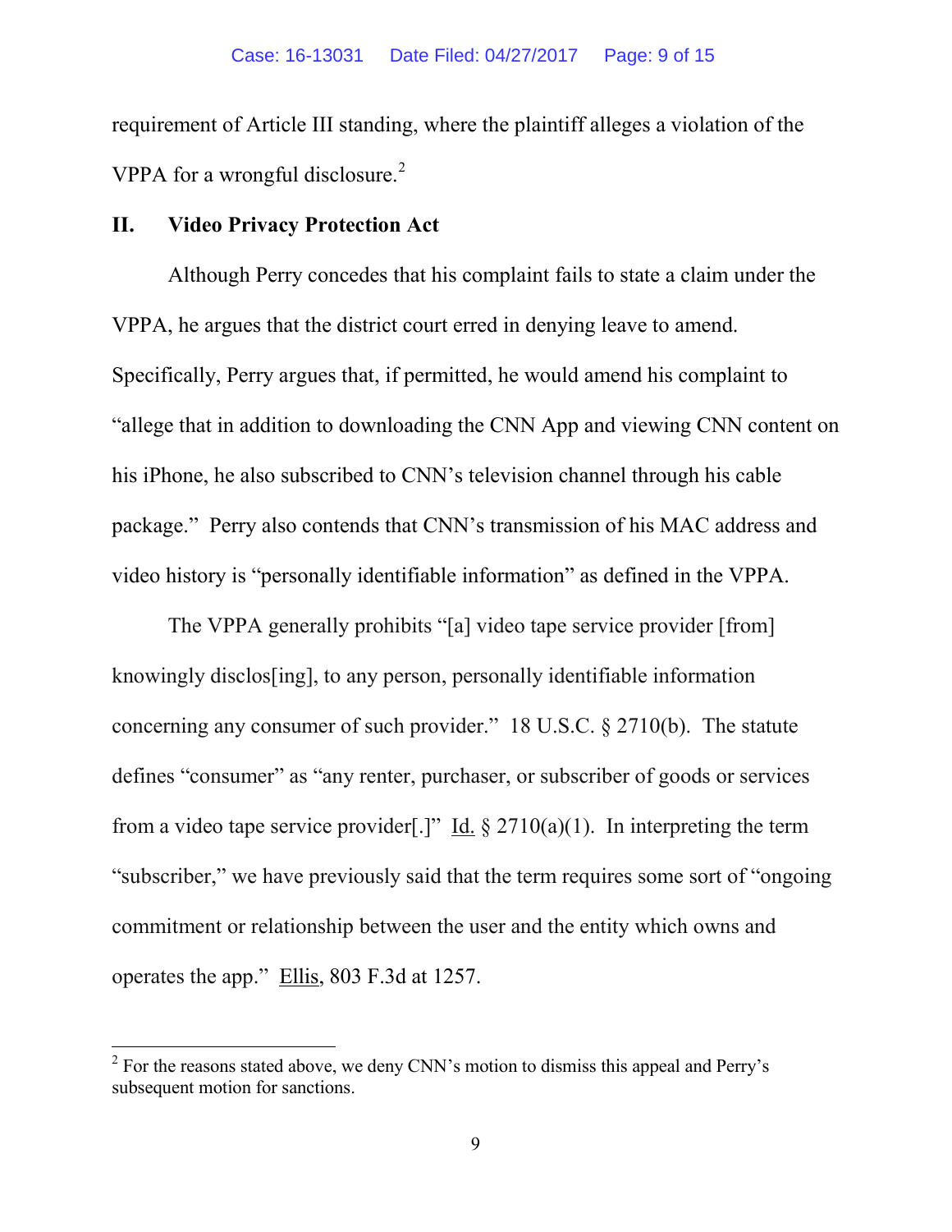requirement of Article III standing, where the plaintiff alleges a violation of the VPPA for a wrongful disclosure.[2]

## II. Video Privacy Protection Act

Although Perry concedes that his complaint fails to state a claim under the VPPA, he argues that the district court erred in denying leave to amend. Specifically, Perry argues that, if permitted, he would amend his complaint to "allege that in addition to downloading the CNN App and viewing CNN content on his iPhone, he also subscribed to CNN's television channel through his cable package." Perry also contends that CNN's transmission of his MAC address and video history is "personally identifiable information" as defined in the VPPA.

The VPPA generally prohibits "[a] video tape service provider [from] knowingly disclos[ing], to any person, personally identifiable information concerning any consumer of such provider." 18 U.S.C. § 2710(b). The statute defines "consumer" as "any renter, purchaser, or subscriber of goods or services from a video tape service provider[.]" Id. § 2710(a)(1). In interpreting the term "subscriber," we have previously said that the term requires some sort of "ongoing commitment or relationship between the user and the entity which owns and operates the app." Ellis, 803 F.3d at 1257.

---

[2] For the reasons stated above, we deny CNN's motion to dismiss this appeal and Perry's subsequent motion for sanctions.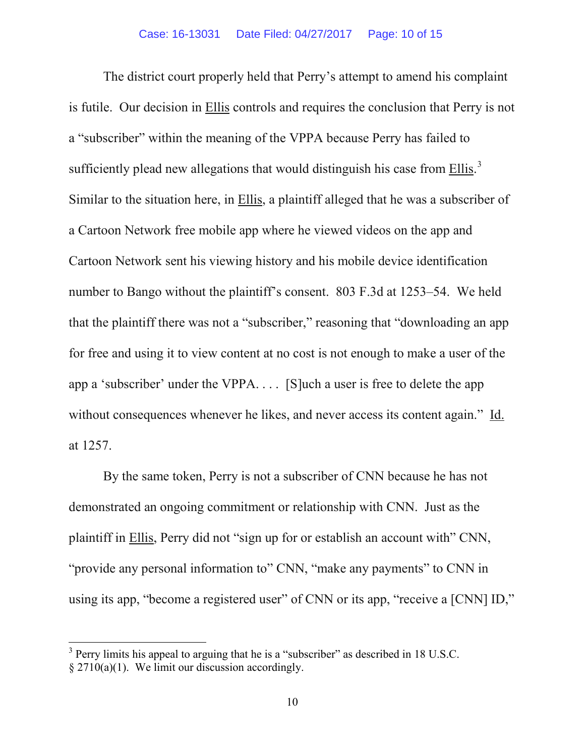The district court properly held that Perry's attempt to amend his complaint is futile. Our decision in Ellis controls and requires the conclusion that Perry is not a "subscriber" within the meaning of the VPPA because Perry has failed to sufficiently plead new allegations that would distinguish his case from Ellis.[3] Similar to the situation here, in Ellis, a plaintiff alleged that he was a subscriber of a Cartoon Network free mobile app where he viewed videos on the app and Cartoon Network sent his viewing history and his mobile device identification number to Bango without the plaintiff's consent. 803 F.3d at 1253–54. We held that the plaintiff there was not a "subscriber," reasoning that "downloading an app for free and using it to view content at no cost is not enough to make a user of the app a 'subscriber' under the VPPA. . . . [S]uch a user is free to delete the app without consequences whenever he likes, and never access its content again." Id. at 1257.

By the same token, Perry is not a subscriber of CNN because he has not demonstrated an ongoing commitment or relationship with CNN. Just as the plaintiff in Ellis, Perry did not "sign up for or establish an account with" CNN, "provide any personal information to" CNN, "make any payments" to CNN in using its app, "become a registered user" of CNN or its app, "receive a [CNN] ID,"

---

[3] Perry limits his appeal to arguing that he is a "subscriber" as described in 18 U.S.C. § 2710(a)(1). We limit our discussion accordingly.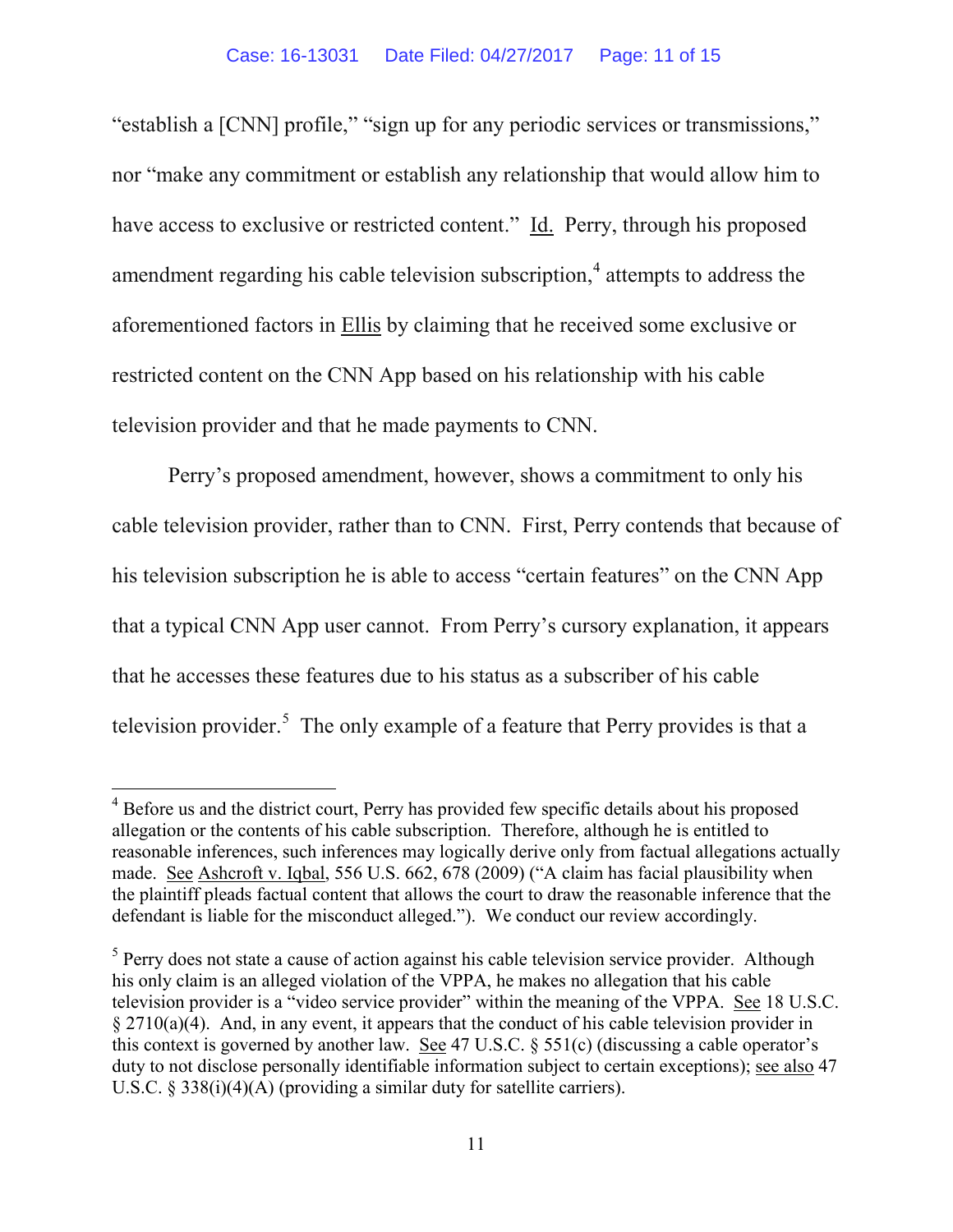"establish a [CNN] profile," "sign up for any periodic services or transmissions," nor "make any commitment or establish any relationship that would allow him to have access to exclusive or restricted content." Id. Perry, through his proposed amendment regarding his cable television subscription,[4] attempts to address the aforementioned factors in Ellis by claiming that he received some exclusive or restricted content on the CNN App based on his relationship with his cable television provider and that he made payments to CNN.

Perry's proposed amendment, however, shows a commitment to only his cable television provider, rather than to CNN. First, Perry contends that because of his television subscription he is able to access "certain features" on the CNN App that a typical CNN App user cannot. From Perry's cursory explanation, it appears that he accesses these features due to his status as a subscriber of his cable television provider.[5] The only example of a feature that Perry provides is that a

---

[4] Before us and the district court, Perry has provided few specific details about his proposed allegation or the contents of his cable subscription. Therefore, although he is entitled to reasonable inferences, such inferences may logically derive only from factual allegations actually made. See Ashcroft v. Iqbal, 556 U.S. 662, 678 (2009) ("A claim has facial plausibility when the plaintiff pleads factual content that allows the court to draw the reasonable inference that the defendant is liable for the misconduct alleged."). We conduct our review accordingly.

[5] Perry does not state a cause of action against his cable television service provider. Although his only claim is an alleged violation of the VPPA, he makes no allegation that his cable television provider is a "video service provider" within the meaning of the VPPA. See 18 U.S.C. § 2710(a)(4). And, in any event, it appears that the conduct of his cable television provider in this context is governed by another law. See 47 U.S.C. § 551(c) (discussing a cable operator's duty to not disclose personally identifiable information subject to certain exceptions); see also 47 U.S.C. § 338(i)(4)(A) (providing a similar duty for satellite carriers).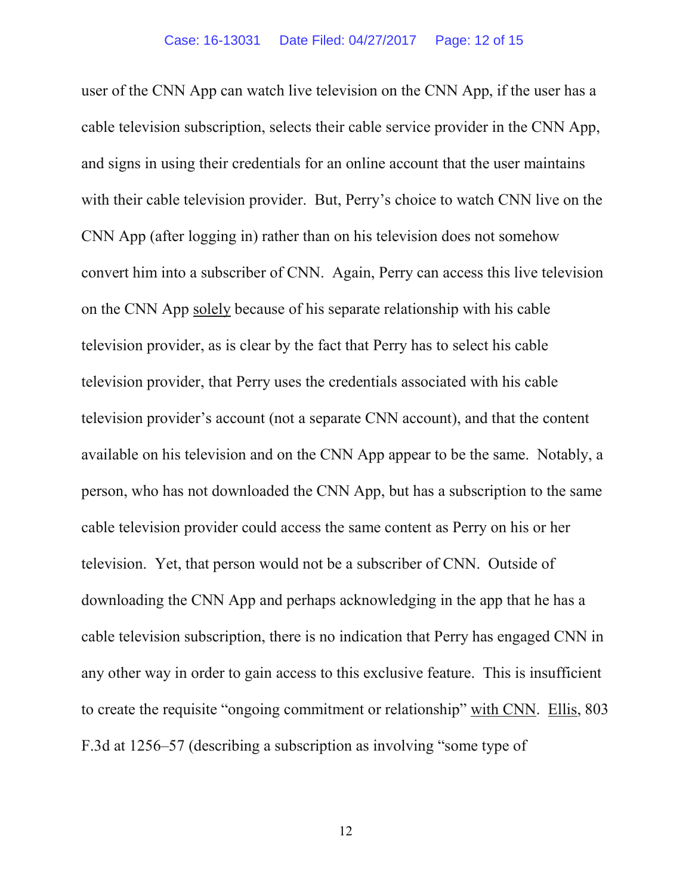user of the CNN App can watch live television on the CNN App, if the user has a cable television subscription, selects their cable service provider in the CNN App, and signs in using their credentials for an online account that the user maintains with their cable television provider. But, Perry's choice to watch CNN live on the CNN App (after logging in) rather than on his television does not somehow convert him into a subscriber of CNN. Again, Perry can access this live television on the CNN App <u>solely</u> because of his separate relationship with his cable television provider, as is clear by the fact that Perry has to select his cable television provider, that Perry uses the credentials associated with his cable television provider's account (not a separate CNN account), and that the content available on his television and on the CNN App appear to be the same. Notably, a person, who has not downloaded the CNN App, but has a subscription to the same cable television provider could access the same content as Perry on his or her television. Yet, that person would not be a subscriber of CNN. Outside of downloading the CNN App and perhaps acknowledging in the app that he has a cable television subscription, there is no indication that Perry has engaged CNN in any other way in order to gain access to this exclusive feature. This is insufficient to create the requisite "ongoing commitment or relationship" <u>with CNN</u>. <u>Ellis</u>, 803 F.3d at 1256–57 (describing a subscription as involving "some type of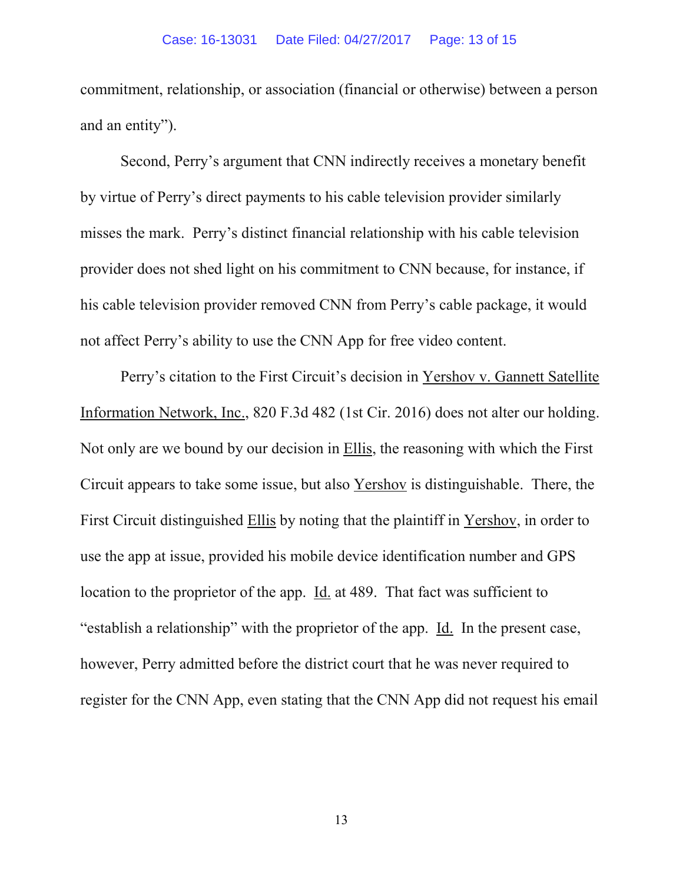commitment, relationship, or association (financial or otherwise) between a person and an entity").

Second, Perry's argument that CNN indirectly receives a monetary benefit by virtue of Perry's direct payments to his cable television provider similarly misses the mark. Perry's distinct financial relationship with his cable television provider does not shed light on his commitment to CNN because, for instance, if his cable television provider removed CNN from Perry's cable package, it would not affect Perry's ability to use the CNN App for free video content.

Perry's citation to the First Circuit's decision in Yershov v. Gannett Satellite Information Network, Inc., 820 F.3d 482 (1st Cir. 2016) does not alter our holding. Not only are we bound by our decision in Ellis, the reasoning with which the First Circuit appears to take some issue, but also Yershov is distinguishable. There, the First Circuit distinguished Ellis by noting that the plaintiff in Yershov, in order to use the app at issue, provided his mobile device identification number and GPS location to the proprietor of the app. Id. at 489. That fact was sufficient to "establish a relationship" with the proprietor of the app. Id. In the present case, however, Perry admitted before the district court that he was never required to register for the CNN App, even stating that the CNN App did not request his email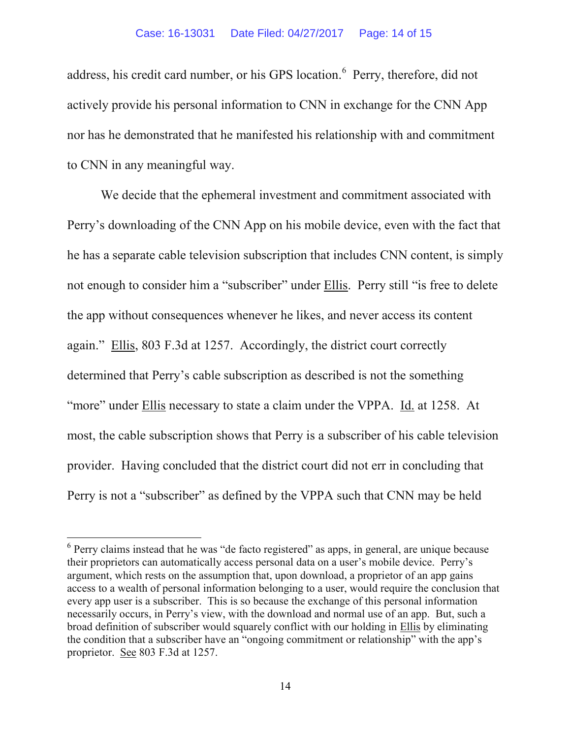address, his credit card number, or his GPS location.[6] Perry, therefore, did not actively provide his personal information to CNN in exchange for the CNN App nor has he demonstrated that he manifested his relationship with and commitment to CNN in any meaningful way.

We decide that the ephemeral investment and commitment associated with Perry's downloading of the CNN App on his mobile device, even with the fact that he has a separate cable television subscription that includes CNN content, is simply not enough to consider him a "subscriber" under Ellis. Perry still "is free to delete the app without consequences whenever he likes, and never access its content again." Ellis, 803 F.3d at 1257. Accordingly, the district court correctly determined that Perry's cable subscription as described is not the something "more" under Ellis necessary to state a claim under the VPPA. Id. at 1258. At most, the cable subscription shows that Perry is a subscriber of his cable television provider. Having concluded that the district court did not err in concluding that Perry is not a "subscriber" as defined by the VPPA such that CNN may be held

---

[6] Perry claims instead that he was "de facto registered" as apps, in general, are unique because their proprietors can automatically access personal data on a user's mobile device. Perry's argument, which rests on the assumption that, upon download, a proprietor of an app gains access to a wealth of personal information belonging to a user, would require the conclusion that every app user is a subscriber. This is so because the exchange of this personal information necessarily occurs, in Perry's view, with the download and normal use of an app. But, such a broad definition of subscriber would squarely conflict with our holding in Ellis by eliminating the condition that a subscriber have an "ongoing commitment or relationship" with the app's proprietor. See 803 F.3d at 1257.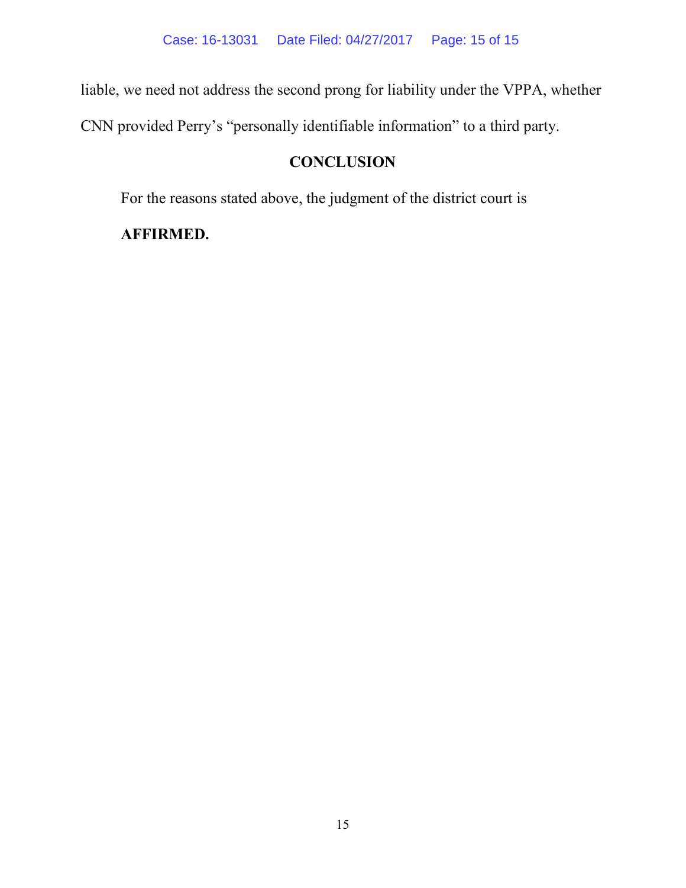liable, we need not address the second prong for liability under the VPPA, whether CNN provided Perry's "personally identifiable information" to a third party.

## CONCLUSION

For the reasons stated above, the judgment of the district court is

**AFFIRMED.**